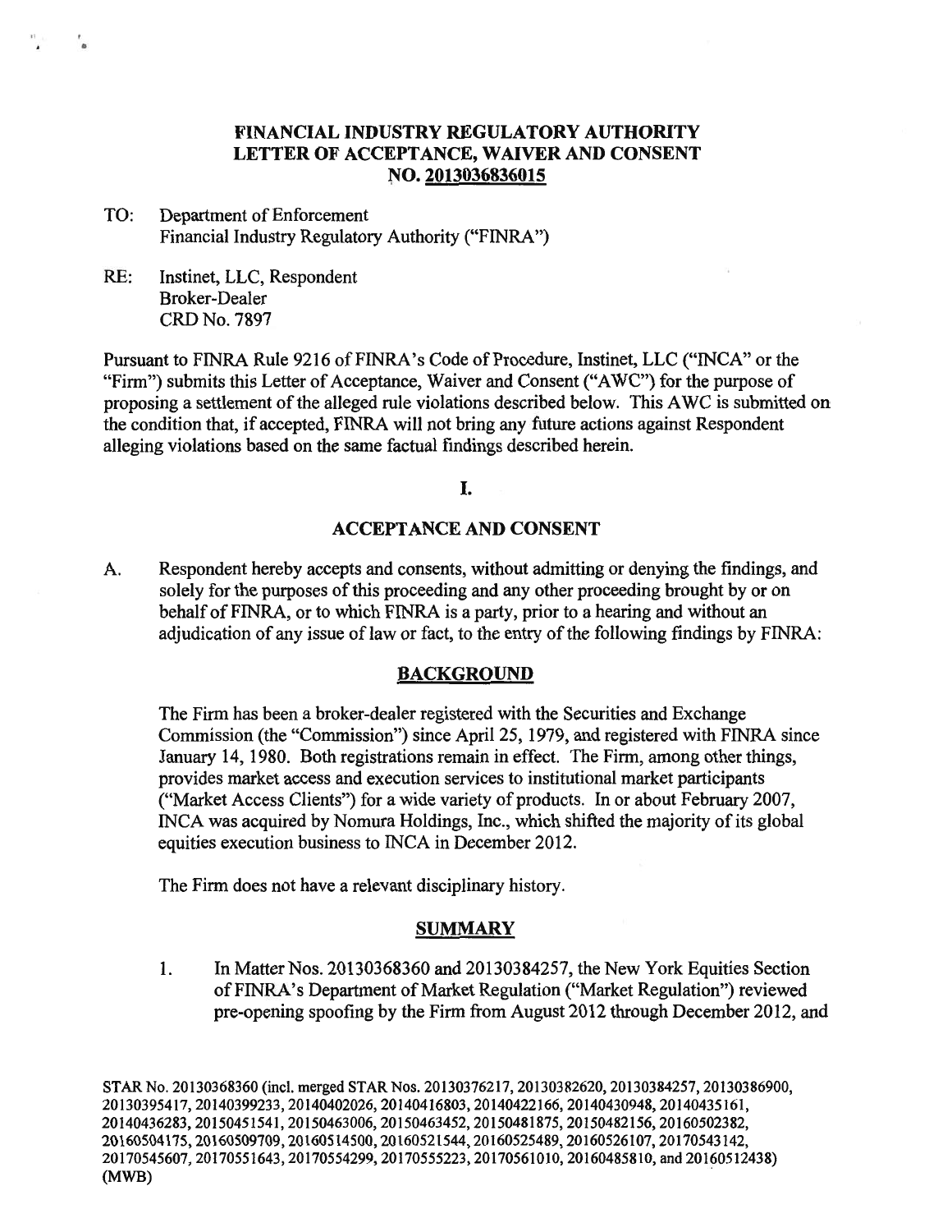**FINANCIAL INDUSTRY REGULATORY AUTHORITY**
**LETTER OF ACCEPTANCE, WAIVER AND CONSENT**
**NO. 2013036836015**

TO: Department of Enforcement
Financial Industry Regulatory Authority ("FINRA")

RE: Instinet, LLC, Respondent
Broker-Dealer
CRD No. 7897

Pursuant to FINRA Rule 9216 of FINRA's Code of Procedure, Instinet, LLC ("INCA" or the "Firm") submits this Letter of Acceptance, Waiver and Consent ("AWC") for the purpose of proposing a settlement of the alleged rule violations described below. This AWC is submitted on the condition that, if accepted, FINRA will not bring any future actions against Respondent alleging violations based on the same factual findings described herein.

## I.

## ACCEPTANCE AND CONSENT

A. Respondent hereby accepts and consents, without admitting or denying the findings, and solely for the purposes of this proceeding and any other proceeding brought by or on behalf of FINRA, or to which FINRA is a party, prior to a hearing and without an adjudication of any issue of law or fact, to the entry of the following findings by FINRA:

### BACKGROUND

The Firm has been a broker-dealer registered with the Securities and Exchange Commission (the "Commission") since April 25, 1979, and registered with FINRA since January 14, 1980. Both registrations remain in effect. The Firm, among other things, provides market access and execution services to institutional market participants ("Market Access Clients") for a wide variety of products. In or about February 2007, INCA was acquired by Nomura Holdings, Inc., which shifted the majority of its global equities execution business to INCA in December 2012.

The Firm does not have a relevant disciplinary history.

### SUMMARY

1. In Matter Nos. 20130368360 and 20130384257, the New York Equities Section of FINRA's Department of Market Regulation ("Market Regulation") reviewed pre-opening spoofing by the Firm from August 2012 through December 2012, and

STAR No. 20130368360 (incl. merged STAR Nos. 20130376217, 20130382620, 20130384257, 20130386900, 20130395417, 20140399233, 20140402026, 20140416803, 20140422166, 20140430948, 20140435161, 20140436283, 20150451541, 20150463006, 20150463452, 20150481875, 20150482156, 20160502382, 20160504175, 20160509709, 20160514500, 20160521544, 20160525489, 20160526107, 20170543142, 20170545607, 20170551643, 20170554299, 20170555223, 20170561010, 20160485810, and 20160512438) (MWB)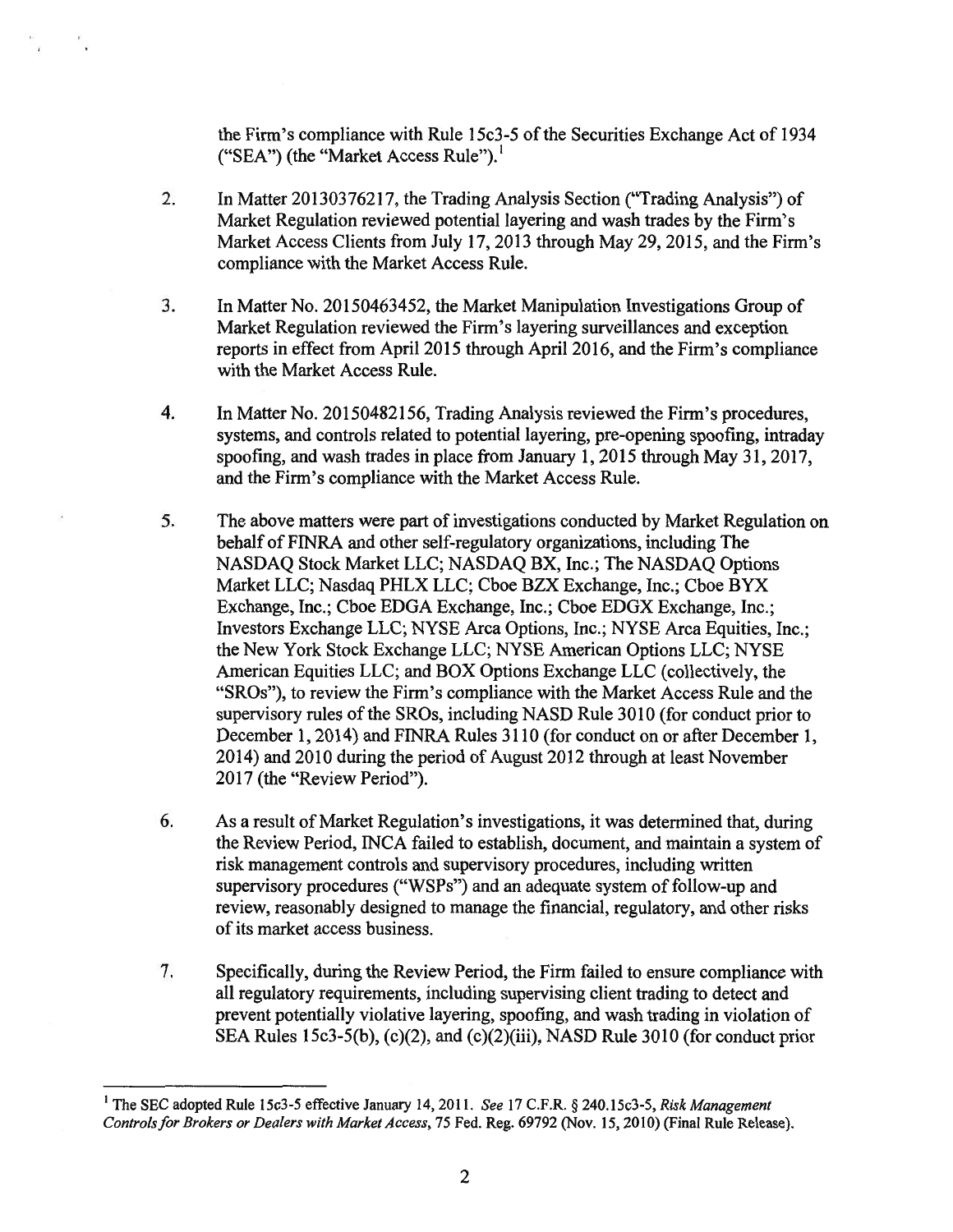the Firm's compliance with Rule 15c3-5 of the Securities Exchange Act of 1934 ("SEA") (the "Market Access Rule").[1]

2. In Matter 20130376217, the Trading Analysis Section ("Trading Analysis") of Market Regulation reviewed potential layering and wash trades by the Firm's Market Access Clients from July 17, 2013 through May 29, 2015, and the Firm's compliance with the Market Access Rule.

3. In Matter No. 20150463452, the Market Manipulation Investigations Group of Market Regulation reviewed the Firm's layering surveillances and exception reports in effect from April 2015 through April 2016, and the Firm's compliance with the Market Access Rule.

4. In Matter No. 20150482156, Trading Analysis reviewed the Firm's procedures, systems, and controls related to potential layering, pre-opening spoofing, intraday spoofing, and wash trades in place from January 1, 2015 through May 31, 2017, and the Firm's compliance with the Market Access Rule.

5. The above matters were part of investigations conducted by Market Regulation on behalf of FINRA and other self-regulatory organizations, including The NASDAQ Stock Market LLC; NASDAQ BX, Inc.; The NASDAQ Options Market LLC; Nasdaq PHLX LLC; Cboe BZX Exchange, Inc.; Cboe BYX Exchange, Inc.; Cboe EDGA Exchange, Inc.; Cboe EDGX Exchange, Inc.; Investors Exchange LLC; NYSE Arca Options, Inc.; NYSE Arca Equities, Inc.; the New York Stock Exchange LLC; NYSE American Options LLC; NYSE American Equities LLC; and BOX Options Exchange LLC (collectively, the "SROs"), to review the Firm's compliance with the Market Access Rule and the supervisory rules of the SROs, including NASD Rule 3010 (for conduct prior to December 1, 2014) and FINRA Rules 3110 (for conduct on or after December 1, 2014) and 2010 during the period of August 2012 through at least November 2017 (the "Review Period").

6. As a result of Market Regulation's investigations, it was determined that, during the Review Period, INCA failed to establish, document, and maintain a system of risk management controls and supervisory procedures, including written supervisory procedures ("WSPs") and an adequate system of follow-up and review, reasonably designed to manage the financial, regulatory, and other risks of its market access business.

7. Specifically, during the Review Period, the Firm failed to ensure compliance with all regulatory requirements, including supervising client trading to detect and prevent potentially violative layering, spoofing, and wash trading in violation of SEA Rules 15c3-5(b), (c)(2), and (c)(2)(iii), NASD Rule 3010 (for conduct prior

---

[1] The SEC adopted Rule 15c3-5 effective January 14, 2011. *See* 17 C.F.R. § 240.15c3-5, *Risk Management Controls for Brokers or Dealers with Market Access*, 75 Fed. Reg. 69792 (Nov. 15, 2010) (Final Rule Release).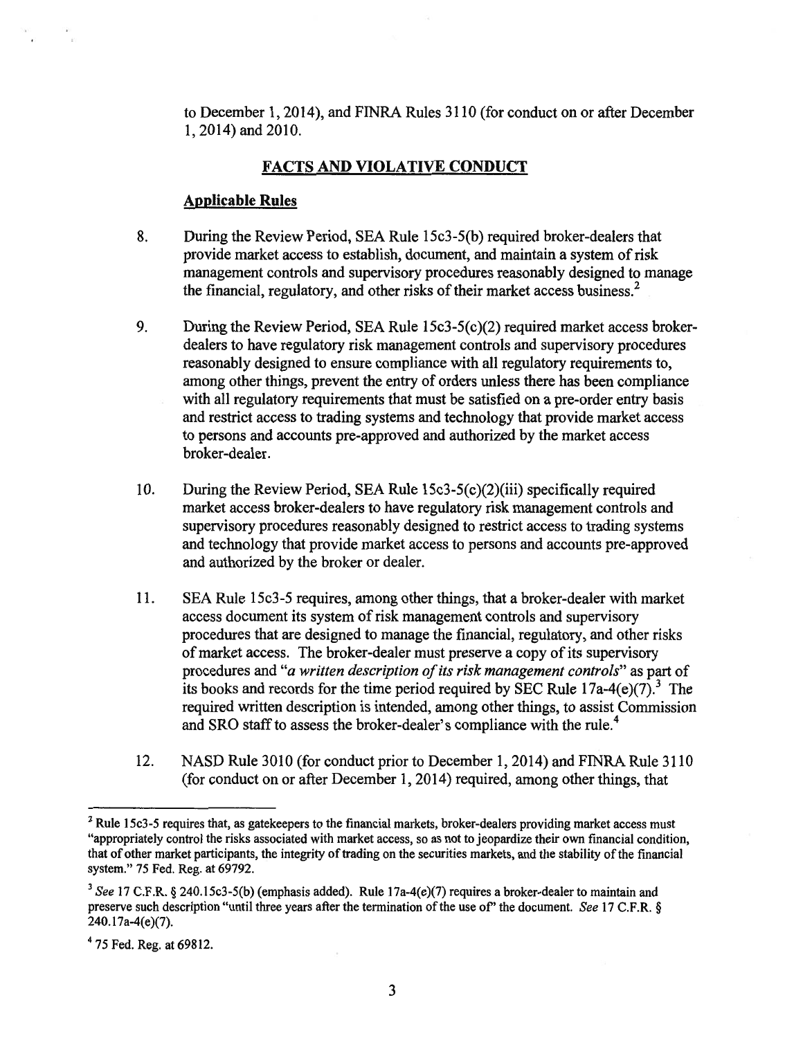to December 1, 2014), and FINRA Rules 3110 (for conduct on or after December 1, 2014) and 2010.

## **FACTS AND VIOLATIVE CONDUCT**

### **Applicable Rules**

8. During the Review Period, SEA Rule 15c3-5(b) required broker-dealers that provide market access to establish, document, and maintain a system of risk management controls and supervisory procedures reasonably designed to manage the financial, regulatory, and other risks of their market access business.[2]

9. During the Review Period, SEA Rule 15c3-5(c)(2) required market access broker-dealers to have regulatory risk management controls and supervisory procedures reasonably designed to ensure compliance with all regulatory requirements to, among other things, prevent the entry of orders unless there has been compliance with all regulatory requirements that must be satisfied on a pre-order entry basis and restrict access to trading systems and technology that provide market access to persons and accounts pre-approved and authorized by the market access broker-dealer.

10. During the Review Period, SEA Rule 15c3-5(c)(2)(iii) specifically required market access broker-dealers to have regulatory risk management controls and supervisory procedures reasonably designed to restrict access to trading systems and technology that provide market access to persons and accounts pre-approved and authorized by the broker or dealer.

11. SEA Rule 15c3-5 requires, among other things, that a broker-dealer with market access document its system of risk management controls and supervisory procedures that are designed to manage the financial, regulatory, and other risks of market access. The broker-dealer must preserve a copy of its supervisory procedures and "*a written description of its risk management controls*" as part of its books and records for the time period required by SEC Rule 17a-4(e)(7).[3] The required written description is intended, among other things, to assist Commission and SRO staff to assess the broker-dealer's compliance with the rule.[4]

12. NASD Rule 3010 (for conduct prior to December 1, 2014) and FINRA Rule 3110 (for conduct on or after December 1, 2014) required, among other things, that

---

[2] Rule 15c3-5 requires that, as gatekeepers to the financial markets, broker-dealers providing market access must "appropriately control the risks associated with market access, so as not to jeopardize their own financial condition, that of other market participants, the integrity of trading on the securities markets, and the stability of the financial system." 75 Fed. Reg. at 69792.

[3] *See* 17 C.F.R. § 240.15c3-5(b) (emphasis added). Rule 17a-4(e)(7) requires a broker-dealer to maintain and preserve such description "until three years after the termination of the use of" the document. *See* 17 C.F.R. § 240.17a-4(e)(7).

[4] 75 Fed. Reg. at 69812.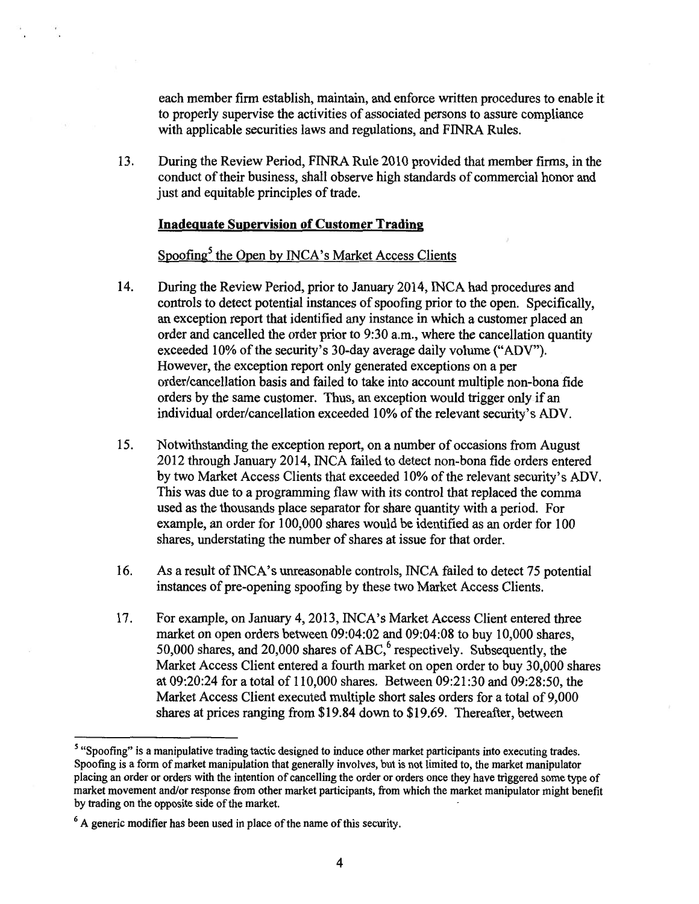each member firm establish, maintain, and enforce written procedures to enable it to properly supervise the activities of associated persons to assure compliance with applicable securities laws and regulations, and FINRA Rules.

13. During the Review Period, FINRA Rule 2010 provided that member firms, in the conduct of their business, shall observe high standards of commercial honor and just and equitable principles of trade.

**Inadequate Supervision of Customer Trading**

Spoofing[5] the Open by INCA's Market Access Clients

14. During the Review Period, prior to January 2014, INCA had procedures and controls to detect potential instances of spoofing prior to the open. Specifically, an exception report that identified any instance in which a customer placed an order and cancelled the order prior to 9:30 a.m., where the cancellation quantity exceeded 10% of the security's 30-day average daily volume ("ADV"). However, the exception report only generated exceptions on a per order/cancellation basis and failed to take into account multiple non-bona fide orders by the same customer. Thus, an exception would trigger only if an individual order/cancellation exceeded 10% of the relevant security's ADV.

15. Notwithstanding the exception report, on a number of occasions from August 2012 through January 2014, INCA failed to detect non-bona fide orders entered by two Market Access Clients that exceeded 10% of the relevant security's ADV. This was due to a programming flaw with its control that replaced the comma used as the thousands place separator for share quantity with a period. For example, an order for 100,000 shares would be identified as an order for 100 shares, understating the number of shares at issue for that order.

16. As a result of INCA's unreasonable controls, INCA failed to detect 75 potential instances of pre-opening spoofing by these two Market Access Clients.

17. For example, on January 4, 2013, INCA's Market Access Client entered three market on open orders between 09:04:02 and 09:04:08 to buy 10,000 shares, 50,000 shares, and 20,000 shares of ABC,[6] respectively. Subsequently, the Market Access Client entered a fourth market on open order to buy 30,000 shares at 09:20:24 for a total of 110,000 shares. Between 09:21:30 and 09:28:50, the Market Access Client executed multiple short sales orders for a total of 9,000 shares at prices ranging from $19.84 down to $19.69. Thereafter, between

[5] "Spoofing" is a manipulative trading tactic designed to induce other market participants into executing trades. Spoofing is a form of market manipulation that generally involves, but is not limited to, the market manipulator placing an order or orders with the intention of cancelling the order or orders once they have triggered some type of market movement and/or response from other market participants, from which the market manipulator might benefit by trading on the opposite side of the market.

[6] A generic modifier has been used in place of the name of this security.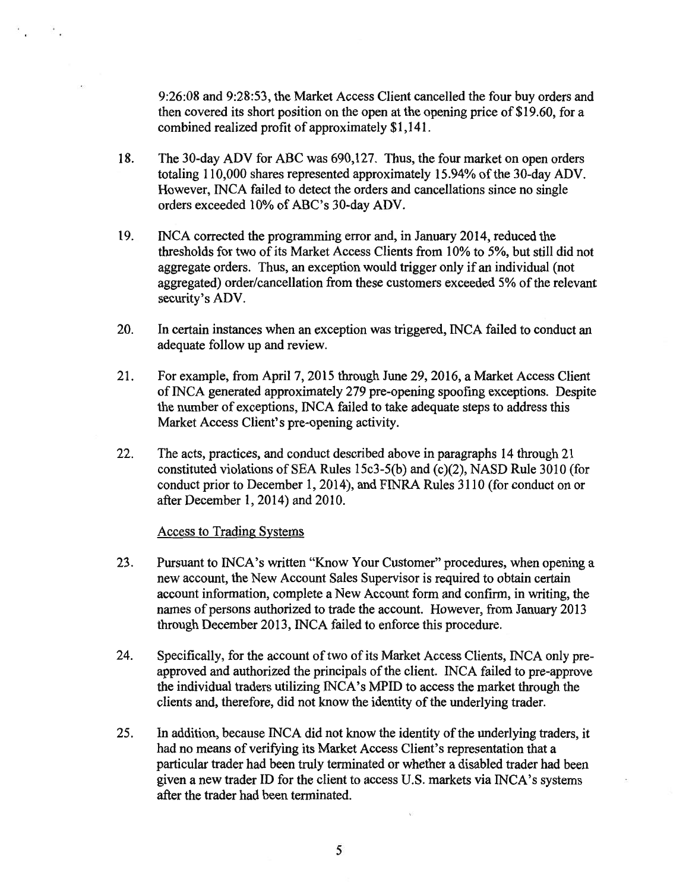9:26:08 and 9:28:53, the Market Access Client cancelled the four buy orders and then covered its short position on the open at the opening price of $19.60, for a combined realized profit of approximately $1,141.

18. The 30-day ADV for ABC was 690,127. Thus, the four market on open orders totaling 110,000 shares represented approximately 15.94% of the 30-day ADV. However, INCA failed to detect the orders and cancellations since no single orders exceeded 10% of ABC's 30-day ADV.

19. INCA corrected the programming error and, in January 2014, reduced the thresholds for two of its Market Access Clients from 10% to 5%, but still did not aggregate orders. Thus, an exception would trigger only if an individual (not aggregated) order/cancellation from these customers exceeded 5% of the relevant security's ADV.

20. In certain instances when an exception was triggered, INCA failed to conduct an adequate follow up and review.

21. For example, from April 7, 2015 through June 29, 2016, a Market Access Client of INCA generated approximately 279 pre-opening spoofing exceptions. Despite the number of exceptions, INCA failed to take adequate steps to address this Market Access Client's pre-opening activity.

22. The acts, practices, and conduct described above in paragraphs 14 through 21 constituted violations of SEA Rules 15c3-5(b) and (c)(2), NASD Rule 3010 (for conduct prior to December 1, 2014), and FINRA Rules 3110 (for conduct on or after December 1, 2014) and 2010.

Access to Trading Systems

23. Pursuant to INCA's written "Know Your Customer" procedures, when opening a new account, the New Account Sales Supervisor is required to obtain certain account information, complete a New Account form and confirm, in writing, the names of persons authorized to trade the account. However, from January 2013 through December 2013, INCA failed to enforce this procedure.

24. Specifically, for the account of two of its Market Access Clients, INCA only pre-approved and authorized the principals of the client. INCA failed to pre-approve the individual traders utilizing INCA's MPID to access the market through the clients and, therefore, did not know the identity of the underlying trader.

25. In addition, because INCA did not know the identity of the underlying traders, it had no means of verifying its Market Access Client's representation that a particular trader had been truly terminated or whether a disabled trader had been given a new trader ID for the client to access U.S. markets via INCA's systems after the trader had been terminated.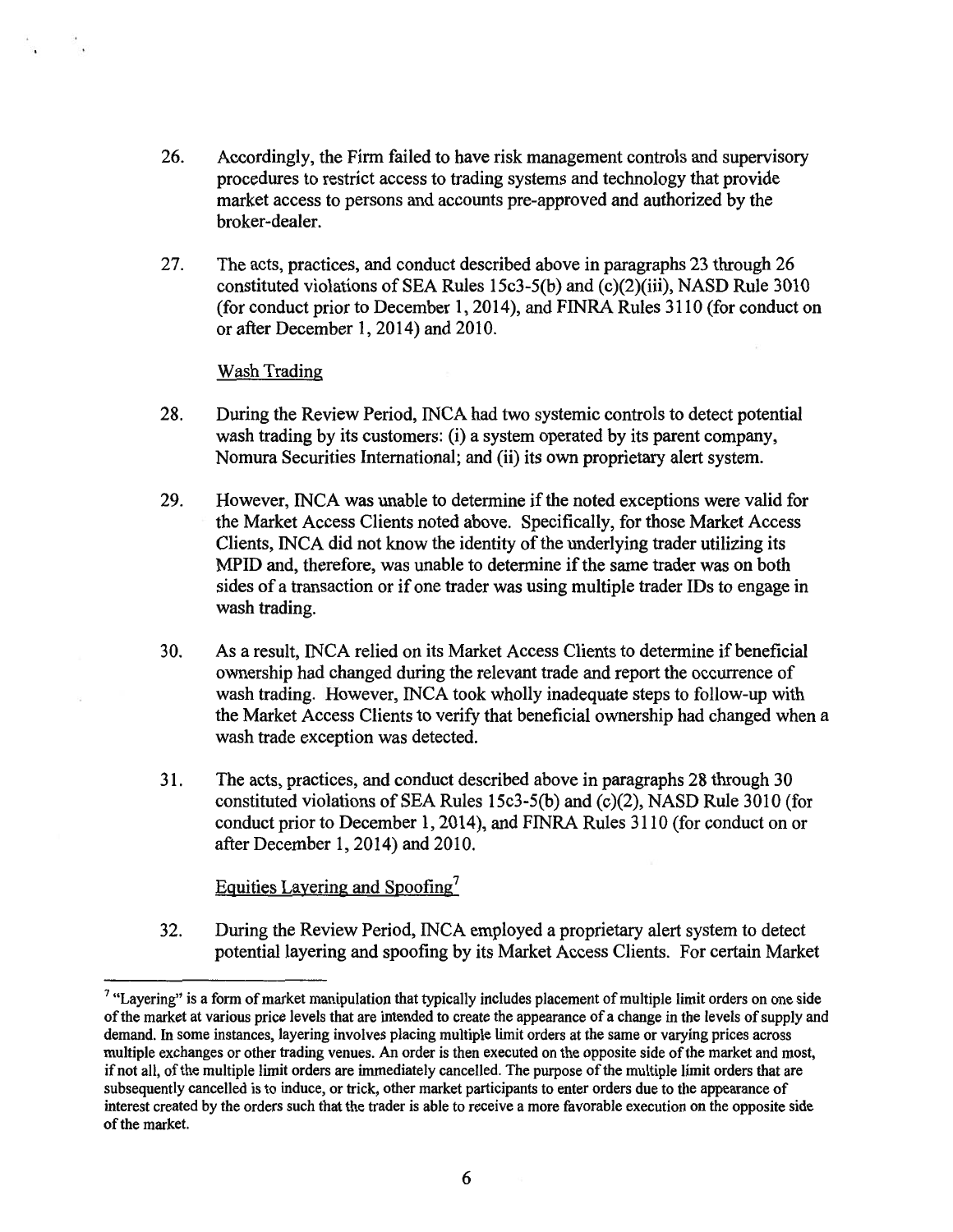26. Accordingly, the Firm failed to have risk management controls and supervisory procedures to restrict access to trading systems and technology that provide market access to persons and accounts pre-approved and authorized by the broker-dealer.

27. The acts, practices, and conduct described above in paragraphs 23 through 26 constituted violations of SEA Rules 15c3-5(b) and (c)(2)(iii), NASD Rule 3010 (for conduct prior to December 1, 2014), and FINRA Rules 3110 (for conduct on or after December 1, 2014) and 2010.

Wash Trading

28. During the Review Period, INCA had two systemic controls to detect potential wash trading by its customers: (i) a system operated by its parent company, Nomura Securities International; and (ii) its own proprietary alert system.

29. However, INCA was unable to determine if the noted exceptions were valid for the Market Access Clients noted above. Specifically, for those Market Access Clients, INCA did not know the identity of the underlying trader utilizing its MPID and, therefore, was unable to determine if the same trader was on both sides of a transaction or if one trader was using multiple trader IDs to engage in wash trading.

30. As a result, INCA relied on its Market Access Clients to determine if beneficial ownership had changed during the relevant trade and report the occurrence of wash trading. However, INCA took wholly inadequate steps to follow-up with the Market Access Clients to verify that beneficial ownership had changed when a wash trade exception was detected.

31. The acts, practices, and conduct described above in paragraphs 28 through 30 constituted violations of SEA Rules 15c3-5(b) and (c)(2), NASD Rule 3010 (for conduct prior to December 1, 2014), and FINRA Rules 3110 (for conduct on or after December 1, 2014) and 2010.

Equities Layering and Spoofing[7]

32. During the Review Period, INCA employed a proprietary alert system to detect potential layering and spoofing by its Market Access Clients. For certain Market

[7] "Layering" is a form of market manipulation that typically includes placement of multiple limit orders on one side of the market at various price levels that are intended to create the appearance of a change in the levels of supply and demand. In some instances, layering involves placing multiple limit orders at the same or varying prices across multiple exchanges or other trading venues. An order is then executed on the opposite side of the market and most, if not all, of the multiple limit orders are immediately cancelled. The purpose of the multiple limit orders that are subsequently cancelled is to induce, or trick, other market participants to enter orders due to the appearance of interest created by the orders such that the trader is able to receive a more favorable execution on the opposite side of the market.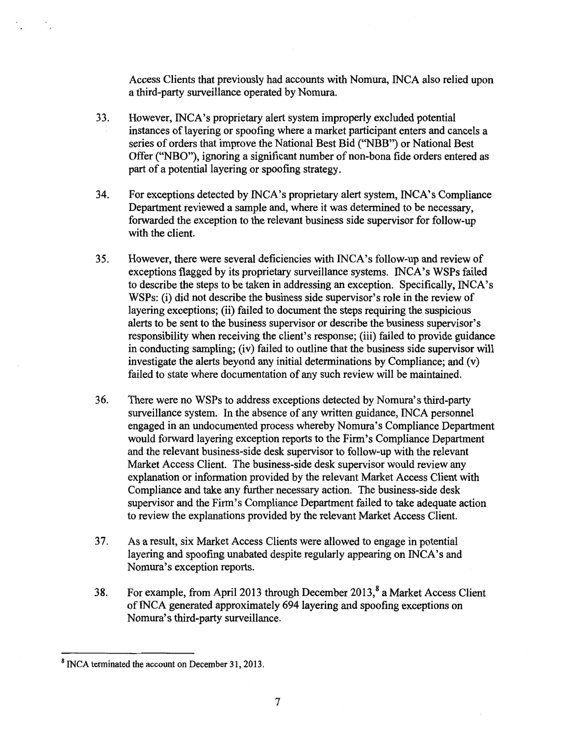Access Clients that previously had accounts with Nomura, INCA also relied upon a third-party surveillance operated by Nomura.

33. However, INCA's proprietary alert system improperly excluded potential instances of layering or spoofing where a market participant enters and cancels a series of orders that improve the National Best Bid ("NBB") or National Best Offer ("NBO"), ignoring a significant number of non-bona fide orders entered as part of a potential layering or spoofing strategy.

34. For exceptions detected by INCA's proprietary alert system, INCA's Compliance Department reviewed a sample and, where it was determined to be necessary, forwarded the exception to the relevant business side supervisor for follow-up with the client.

35. However, there were several deficiencies with INCA's follow-up and review of exceptions flagged by its proprietary surveillance systems. INCA's WSPs failed to describe the steps to be taken in addressing an exception. Specifically, INCA's WSPs: (i) did not describe the business side supervisor's role in the review of layering exceptions; (ii) failed to document the steps requiring the suspicious alerts to be sent to the business supervisor or describe the business supervisor's responsibility when receiving the client's response; (iii) failed to provide guidance in conducting sampling; (iv) failed to outline that the business side supervisor will investigate the alerts beyond any initial determinations by Compliance; and (v) failed to state where documentation of any such review will be maintained.

36. There were no WSPs to address exceptions detected by Nomura's third-party surveillance system. In the absence of any written guidance, INCA personnel engaged in an undocumented process whereby Nomura's Compliance Department would forward layering exception reports to the Firm's Compliance Department and the relevant business-side desk supervisor to follow-up with the relevant Market Access Client. The business-side desk supervisor would review any explanation or information provided by the relevant Market Access Client with Compliance and take any further necessary action. The business-side desk supervisor and the Firm's Compliance Department failed to take adequate action to review the explanations provided by the relevant Market Access Client.

37. As a result, six Market Access Clients were allowed to engage in potential layering and spoofing unabated despite regularly appearing on INCA's and Nomura's exception reports.

38. For example, from April 2013 through December 2013,[8] a Market Access Client of INCA generated approximately 694 layering and spoofing exceptions on Nomura's third-party surveillance.

[8] INCA terminated the account on December 31, 2013.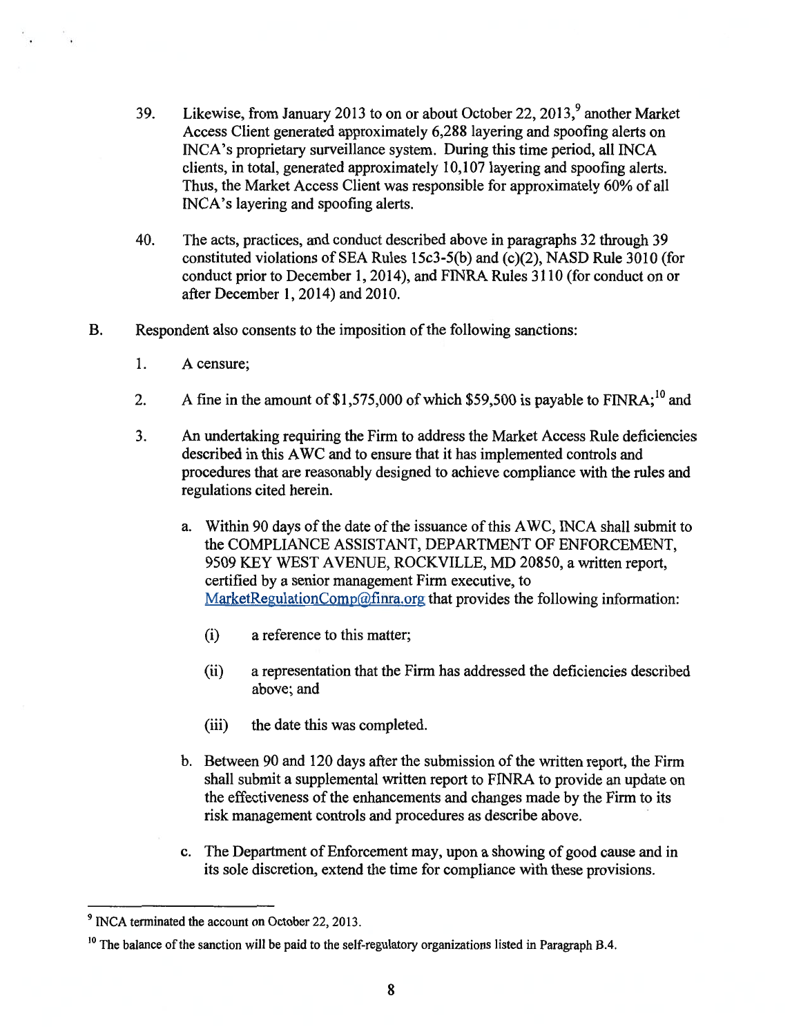39. Likewise, from January 2013 to on or about October 22, 2013,[9] another Market Access Client generated approximately 6,288 layering and spoofing alerts on INCA's proprietary surveillance system. During this time period, all INCA clients, in total, generated approximately 10,107 layering and spoofing alerts. Thus, the Market Access Client was responsible for approximately 60% of all INCA's layering and spoofing alerts.

40. The acts, practices, and conduct described above in paragraphs 32 through 39 constituted violations of SEA Rules 15c3-5(b) and (c)(2), NASD Rule 3010 (for conduct prior to December 1, 2014), and FINRA Rules 3110 (for conduct on or after December 1, 2014) and 2010.

B. Respondent also consents to the imposition of the following sanctions:

1. A censure;

2. A fine in the amount of $1,575,000 of which $59,500 is payable to FINRA;[10] and

3. An undertaking requiring the Firm to address the Market Access Rule deficiencies described in this AWC and to ensure that it has implemented controls and procedures that are reasonably designed to achieve compliance with the rules and regulations cited herein.

   a. Within 90 days of the date of the issuance of this AWC, INCA shall submit to the COMPLIANCE ASSISTANT, DEPARTMENT OF ENFORCEMENT, 9509 KEY WEST AVENUE, ROCKVILLE, MD 20850, a written report, certified by a senior management Firm executive, to MarketRegulationComp@finra.org that provides the following information:

      (i) a reference to this matter;

      (ii) a representation that the Firm has addressed the deficiencies described above; and

      (iii) the date this was completed.

   b. Between 90 and 120 days after the submission of the written report, the Firm shall submit a supplemental written report to FINRA to provide an update on the effectiveness of the enhancements and changes made by the Firm to its risk management controls and procedures as describe above.

   c. The Department of Enforcement may, upon a showing of good cause and in its sole discretion, extend the time for compliance with these provisions.

---

[9] INCA terminated the account on October 22, 2013.

[10] The balance of the sanction will be paid to the self-regulatory organizations listed in Paragraph B.4.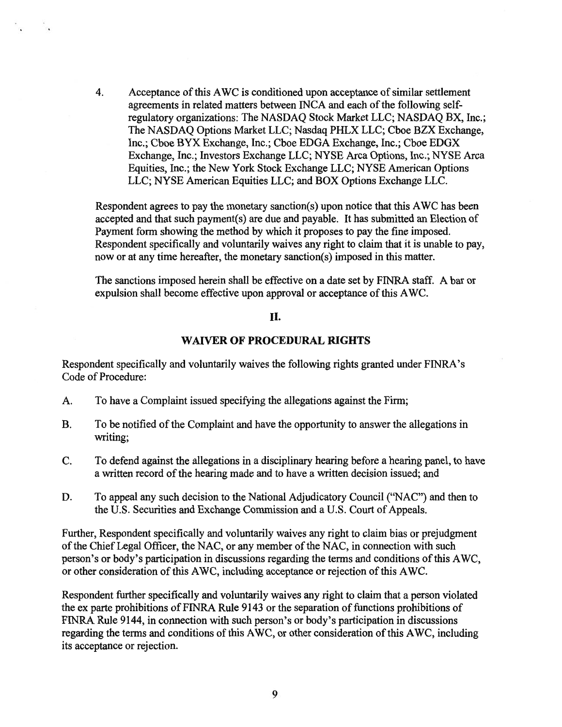4. Acceptance of this AWC is conditioned upon acceptance of similar settlement agreements in related matters between INCA and each of the following self-regulatory organizations: The NASDAQ Stock Market LLC; NASDAQ BX, Inc.; The NASDAQ Options Market LLC; Nasdaq PHLX LLC; Cboe BZX Exchange, Inc.; Cboe BYX Exchange, Inc.; Cboe EDGA Exchange, Inc.; Cboe EDGX Exchange, Inc.; Investors Exchange LLC; NYSE Arca Options, Inc.; NYSE Arca Equities, Inc.; the New York Stock Exchange LLC; NYSE American Options LLC; NYSE American Equities LLC; and BOX Options Exchange LLC.

Respondent agrees to pay the monetary sanction(s) upon notice that this AWC has been accepted and that such payment(s) are due and payable. It has submitted an Election of Payment form showing the method by which it proposes to pay the fine imposed. Respondent specifically and voluntarily waives any right to claim that it is unable to pay, now or at any time hereafter, the monetary sanction(s) imposed in this matter.

The sanctions imposed herein shall be effective on a date set by FINRA staff. A bar or expulsion shall become effective upon approval or acceptance of this AWC.

## II.

## WAIVER OF PROCEDURAL RIGHTS

Respondent specifically and voluntarily waives the following rights granted under FINRA's Code of Procedure:

A. To have a Complaint issued specifying the allegations against the Firm;

B. To be notified of the Complaint and have the opportunity to answer the allegations in writing;

C. To defend against the allegations in a disciplinary hearing before a hearing panel, to have a written record of the hearing made and to have a written decision issued; and

D. To appeal any such decision to the National Adjudicatory Council ("NAC") and then to the U.S. Securities and Exchange Commission and a U.S. Court of Appeals.

Further, Respondent specifically and voluntarily waives any right to claim bias or prejudgment of the Chief Legal Officer, the NAC, or any member of the NAC, in connection with such person's or body's participation in discussions regarding the terms and conditions of this AWC, or other consideration of this AWC, including acceptance or rejection of this AWC.

Respondent further specifically and voluntarily waives any right to claim that a person violated the ex parte prohibitions of FINRA Rule 9143 or the separation of functions prohibitions of FINRA Rule 9144, in connection with such person's or body's participation in discussions regarding the terms and conditions of this AWC, or other consideration of this AWC, including its acceptance or rejection.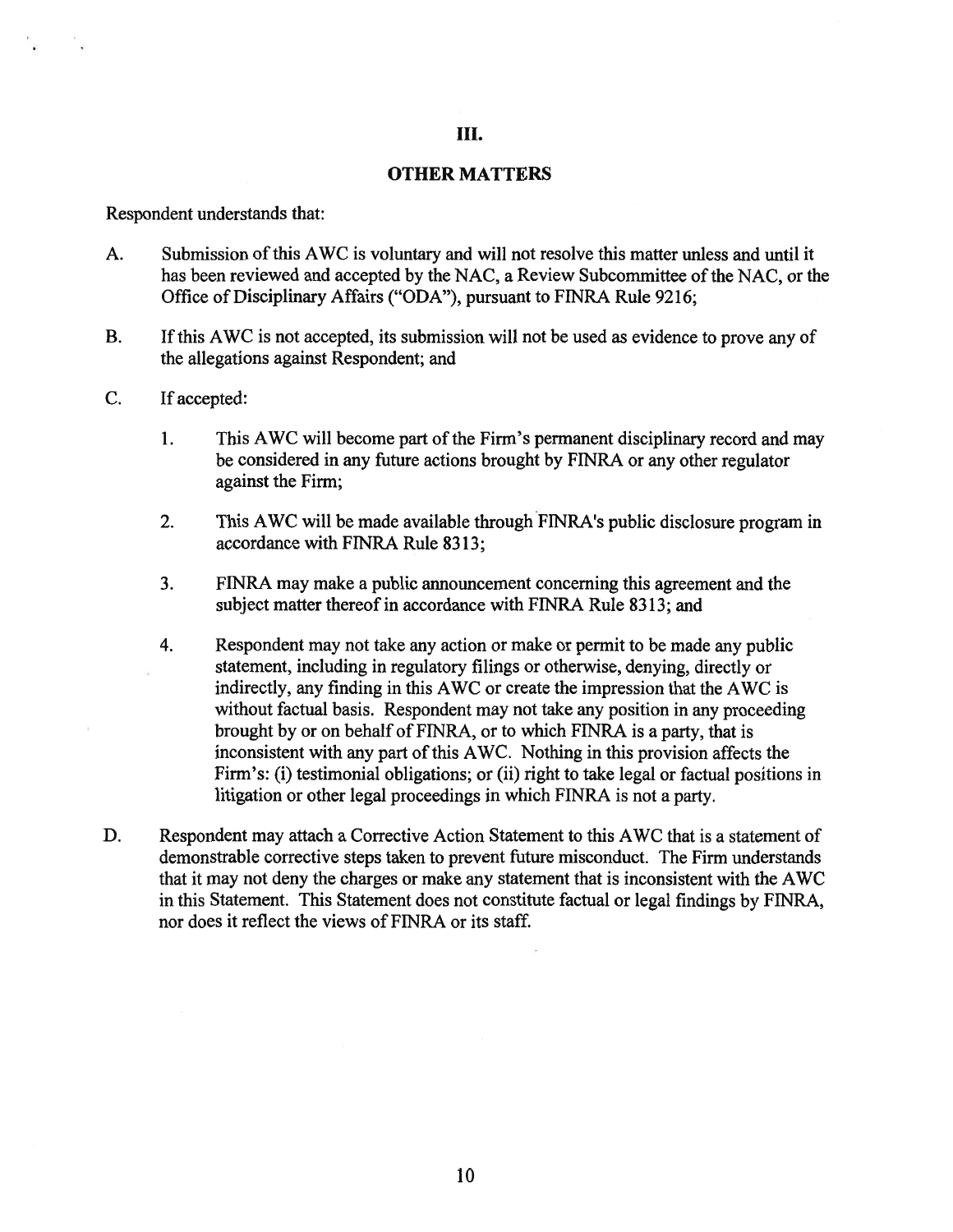## III.

## OTHER MATTERS

Respondent understands that:

A. Submission of this AWC is voluntary and will not resolve this matter unless and until it has been reviewed and accepted by the NAC, a Review Subcommittee of the NAC, or the Office of Disciplinary Affairs ("ODA"), pursuant to FINRA Rule 9216;

B. If this AWC is not accepted, its submission will not be used as evidence to prove any of the allegations against Respondent; and

C. If accepted:

1. This AWC will become part of the Firm's permanent disciplinary record and may be considered in any future actions brought by FINRA or any other regulator against the Firm;

2. This AWC will be made available through FINRA's public disclosure program in accordance with FINRA Rule 8313;

3. FINRA may make a public announcement concerning this agreement and the subject matter thereof in accordance with FINRA Rule 8313; and

4. Respondent may not take any action or make or permit to be made any public statement, including in regulatory filings or otherwise, denying, directly or indirectly, any finding in this AWC or create the impression that the AWC is without factual basis. Respondent may not take any position in any proceeding brought by or on behalf of FINRA, or to which FINRA is a party, that is inconsistent with any part of this AWC. Nothing in this provision affects the Firm's: (i) testimonial obligations; or (ii) right to take legal or factual positions in litigation or other legal proceedings in which FINRA is not a party.

D. Respondent may attach a Corrective Action Statement to this AWC that is a statement of demonstrable corrective steps taken to prevent future misconduct. The Firm understands that it may not deny the charges or make any statement that is inconsistent with the AWC in this Statement. This Statement does not constitute factual or legal findings by FINRA, nor does it reflect the views of FINRA or its staff.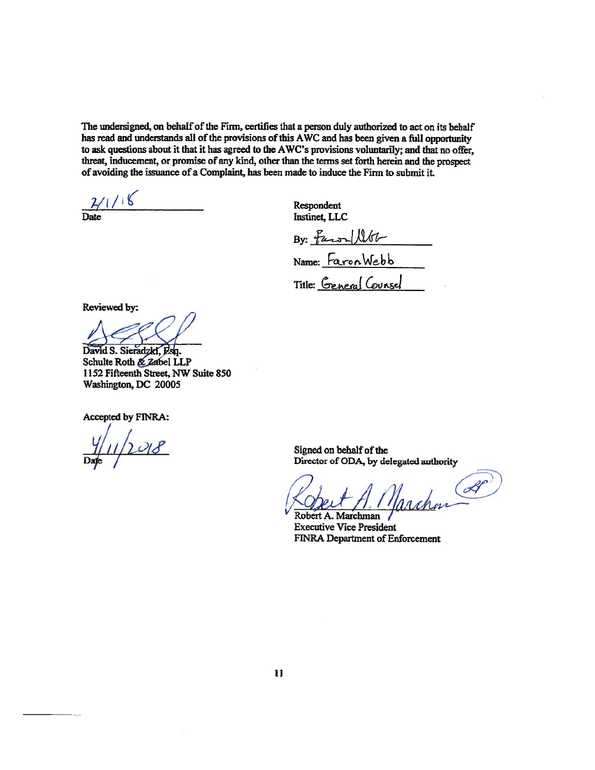The undersigned, on behalf of the Firm, certifies that a person duly authorized to act on its behalf has read and understands all of the provisions of this AWC and has been given a full opportunity to ask questions about it that it has agreed to the AWC's provisions voluntarily; and that no offer, threat, inducement, or promise of any kind, other than the terms set forth herein and the prospect of avoiding the issuance of a Complaint, has been made to induce the Firm to submit it.

2/1/18
Date

Respondent
Instinet, LLC

By: ______________________

Name: Faron Webb

Title: General Counsel

Reviewed by:

______________________
David S. Sieradzki, Esq.
Schulte Roth & Zabel LLP
1152 Fifteenth Street, NW Suite 850
Washington, DC 20005

Accepted by FINRA:

4/11/2018
Date

Signed on behalf of the
Director of ODA, by delegated authority

______________________
Robert A. Marchman
Executive Vice President
FINRA Department of Enforcement